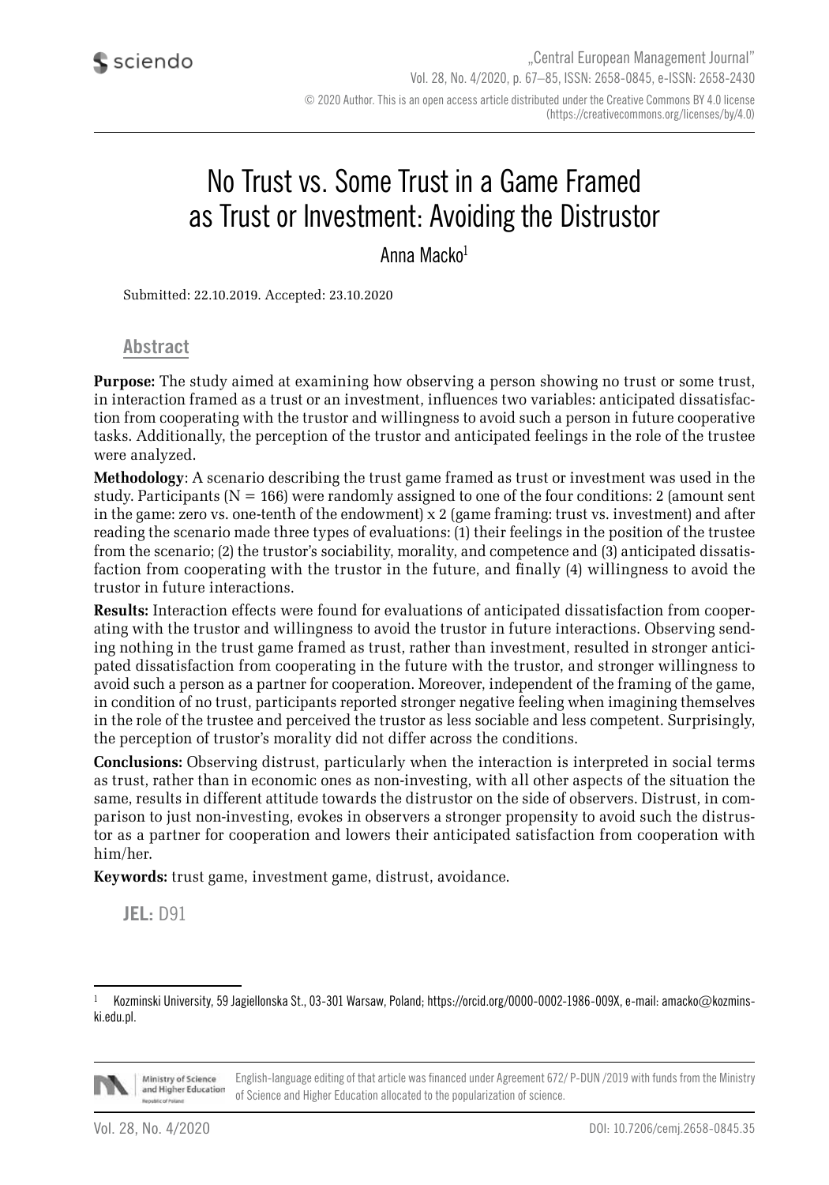# No Trust vs. Some Trust in a Game Framed as Trust or Investment: Avoiding the Distrustor

Anna Macko[1]

Submitted: 22.10.2019. Accepted: 23.10.2020

## Abstract

**Purpose:** The study aimed at examining how observing a person showing no trust or some trust, in interaction framed as a trust or an investment, influences two variables: anticipated dissatisfaction from cooperating with the trustor and willingness to avoid such a person in future cooperative tasks. Additionally, the perception of the trustor and anticipated feelings in the role of the trustee were analyzed.

**Methodology**: A scenario describing the trust game framed as trust or investment was used in the study. Participants (N = 166) were randomly assigned to one of the four conditions: 2 (amount sent in the game: zero vs. one-tenth of the endowment) x 2 (game framing: trust vs. investment) and after reading the scenario made three types of evaluations: (1) their feelings in the position of the trustee from the scenario; (2) the trustor's sociability, morality, and competence and (3) anticipated dissatisfaction from cooperating with the trustor in the future, and finally (4) willingness to avoid the trustor in future interactions.

**Results:** Interaction effects were found for evaluations of anticipated dissatisfaction from cooperating with the trustor and willingness to avoid the trustor in future interactions. Observing sending nothing in the trust game framed as trust, rather than investment, resulted in stronger anticipated dissatisfaction from cooperating in the future with the trustor, and stronger willingness to avoid such a person as a partner for cooperation. Moreover, independent of the framing of the game, in condition of no trust, participants reported stronger negative feeling when imagining themselves in the role of the trustee and perceived the trustor as less sociable and less competent. Surprisingly, the perception of trustor's morality did not differ across the conditions.

**Conclusions:** Observing distrust, particularly when the interaction is interpreted in social terms as trust, rather than in economic ones as non-investing, with all other aspects of the situation the same, results in different attitude towards the distrustor on the side of observers. Distrust, in comparison to just non-investing, evokes in observers a stronger propensity to avoid such the distrustor as a partner for cooperation and lowers their anticipated satisfaction from cooperation with him/her.

**Keywords:** trust game, investment game, distrust, avoidance.

**JEL:** D91

[1] Kozminski University, 59 Jagiellonska St., 03-301 Warsaw, Poland; https://orcid.org/0000-0002-1986-009X, e-mail: amacko@kozminski.edu.pl.

English-language editing of that article was financed under Agreement 672/ P-DUN /2019 with funds from the Ministry of Science and Higher Education allocated to the popularization of science.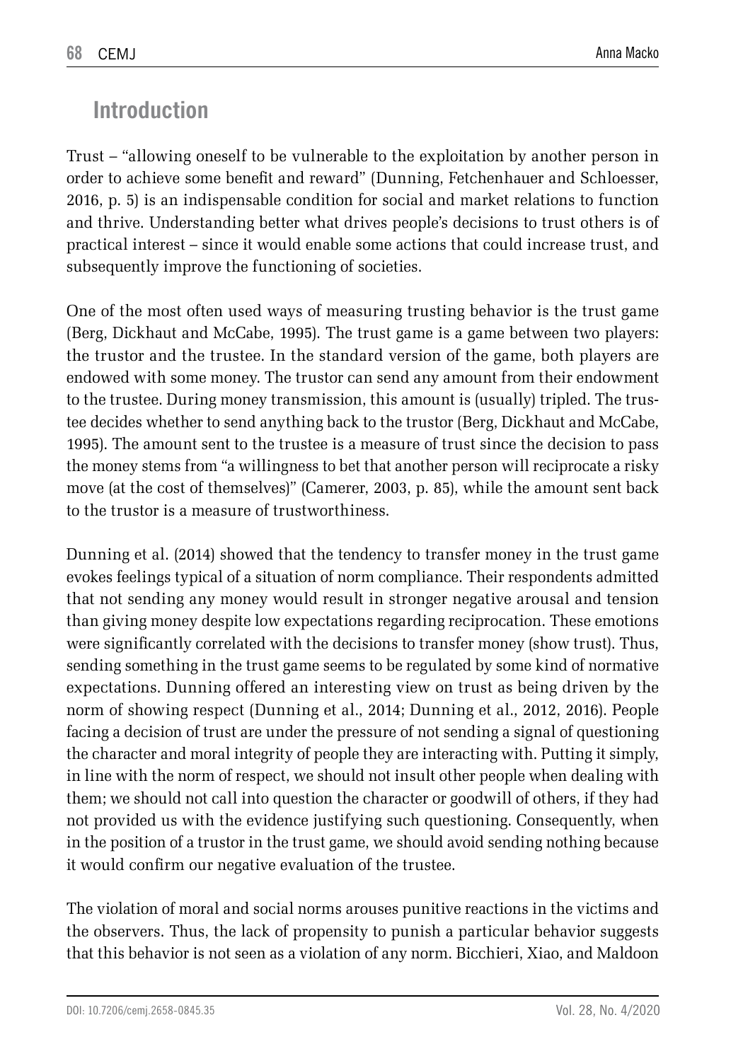## Introduction

Trust – "allowing oneself to be vulnerable to the exploitation by another person in order to achieve some benefit and reward" (Dunning, Fetchenhauer and Schloesser, 2016, p. 5) is an indispensable condition for social and market relations to function and thrive. Understanding better what drives people's decisions to trust others is of practical interest – since it would enable some actions that could increase trust, and subsequently improve the functioning of societies.

One of the most often used ways of measuring trusting behavior is the trust game (Berg, Dickhaut and McCabe, 1995). The trust game is a game between two players: the trustor and the trustee. In the standard version of the game, both players are endowed with some money. The trustor can send any amount from their endowment to the trustee. During money transmission, this amount is (usually) tripled. The trustee decides whether to send anything back to the trustor (Berg, Dickhaut and McCabe, 1995). The amount sent to the trustee is a measure of trust since the decision to pass the money stems from "a willingness to bet that another person will reciprocate a risky move (at the cost of themselves)" (Camerer, 2003, p. 85), while the amount sent back to the trustor is a measure of trustworthiness.

Dunning et al. (2014) showed that the tendency to transfer money in the trust game evokes feelings typical of a situation of norm compliance. Their respondents admitted that not sending any money would result in stronger negative arousal and tension than giving money despite low expectations regarding reciprocation. These emotions were significantly correlated with the decisions to transfer money (show trust). Thus, sending something in the trust game seems to be regulated by some kind of normative expectations. Dunning offered an interesting view on trust as being driven by the norm of showing respect (Dunning et al., 2014; Dunning et al., 2012, 2016). People facing a decision of trust are under the pressure of not sending a signal of questioning the character and moral integrity of people they are interacting with. Putting it simply, in line with the norm of respect, we should not insult other people when dealing with them; we should not call into question the character or goodwill of others, if they had not provided us with the evidence justifying such questioning. Consequently, when in the position of a trustor in the trust game, we should avoid sending nothing because it would confirm our negative evaluation of the trustee.

The violation of moral and social norms arouses punitive reactions in the victims and the observers. Thus, the lack of propensity to punish a particular behavior suggests that this behavior is not seen as a violation of any norm. Bicchieri, Xiao, and Maldoon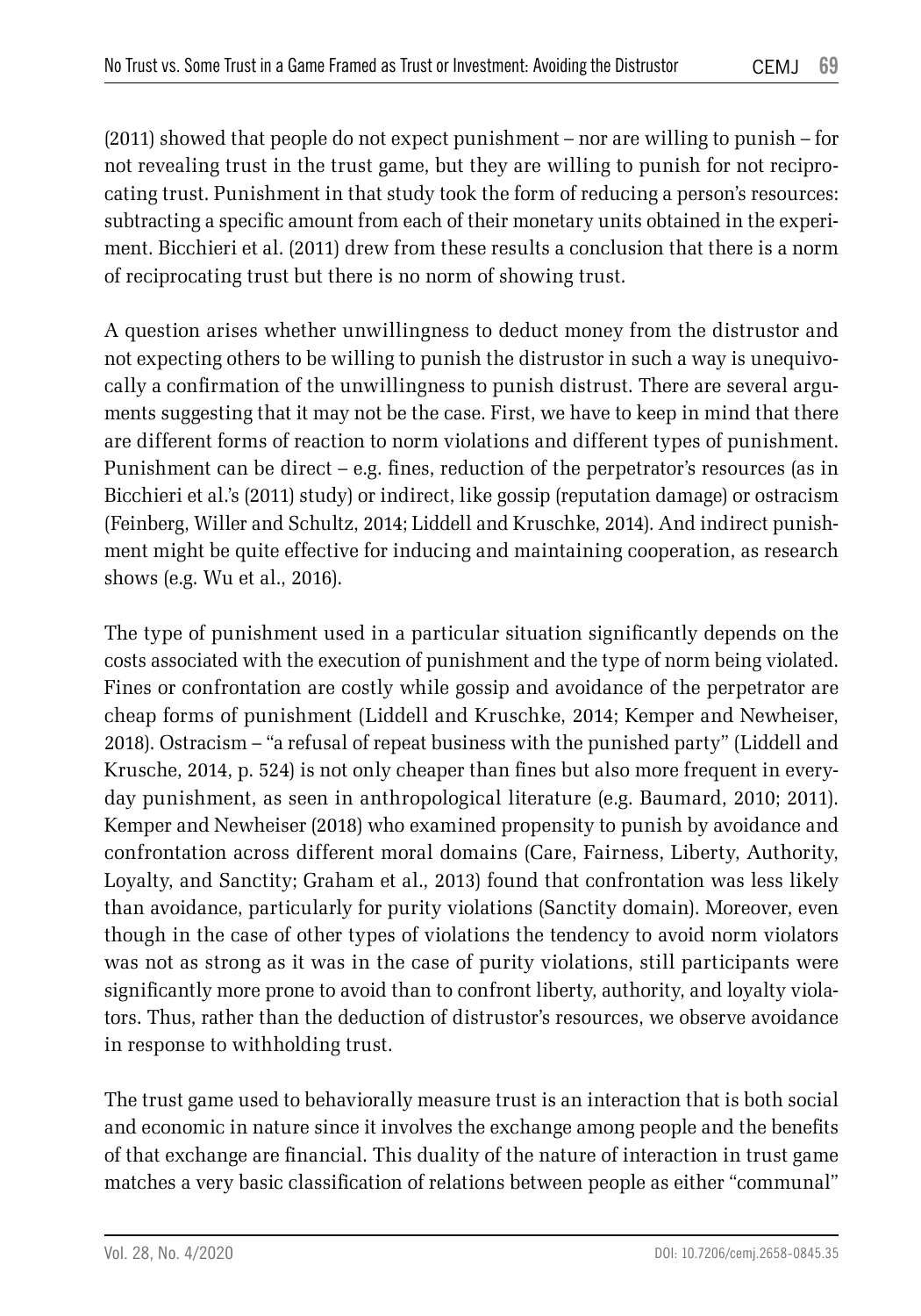(2011) showed that people do not expect punishment – nor are willing to punish – for not revealing trust in the trust game, but they are willing to punish for not reciprocating trust. Punishment in that study took the form of reducing a person's resources: subtracting a specific amount from each of their monetary units obtained in the experiment. Bicchieri et al. (2011) drew from these results a conclusion that there is a norm of reciprocating trust but there is no norm of showing trust.

A question arises whether unwillingness to deduct money from the distrustor and not expecting others to be willing to punish the distrustor in such a way is unequivocally a confirmation of the unwillingness to punish distrust. There are several arguments suggesting that it may not be the case. First, we have to keep in mind that there are different forms of reaction to norm violations and different types of punishment. Punishment can be direct – e.g. fines, reduction of the perpetrator's resources (as in Bicchieri et al.'s (2011) study) or indirect, like gossip (reputation damage) or ostracism (Feinberg, Willer and Schultz, 2014; Liddell and Kruschke, 2014). And indirect punishment might be quite effective for inducing and maintaining cooperation, as research shows (e.g. Wu et al., 2016).

The type of punishment used in a particular situation significantly depends on the costs associated with the execution of punishment and the type of norm being violated. Fines or confrontation are costly while gossip and avoidance of the perpetrator are cheap forms of punishment (Liddell and Kruschke, 2014; Kemper and Newheiser, 2018). Ostracism – "a refusal of repeat business with the punished party" (Liddell and Krusche, 2014, p. 524) is not only cheaper than fines but also more frequent in everyday punishment, as seen in anthropological literature (e.g. Baumard, 2010; 2011). Kemper and Newheiser (2018) who examined propensity to punish by avoidance and confrontation across different moral domains (Care, Fairness, Liberty, Authority, Loyalty, and Sanctity; Graham et al., 2013) found that confrontation was less likely than avoidance, particularly for purity violations (Sanctity domain). Moreover, even though in the case of other types of violations the tendency to avoid norm violators was not as strong as it was in the case of purity violations, still participants were significantly more prone to avoid than to confront liberty, authority, and loyalty violators. Thus, rather than the deduction of distrustor's resources, we observe avoidance in response to withholding trust.

The trust game used to behaviorally measure trust is an interaction that is both social and economic in nature since it involves the exchange among people and the benefits of that exchange are financial. This duality of the nature of interaction in trust game matches a very basic classification of relations between people as either "communal"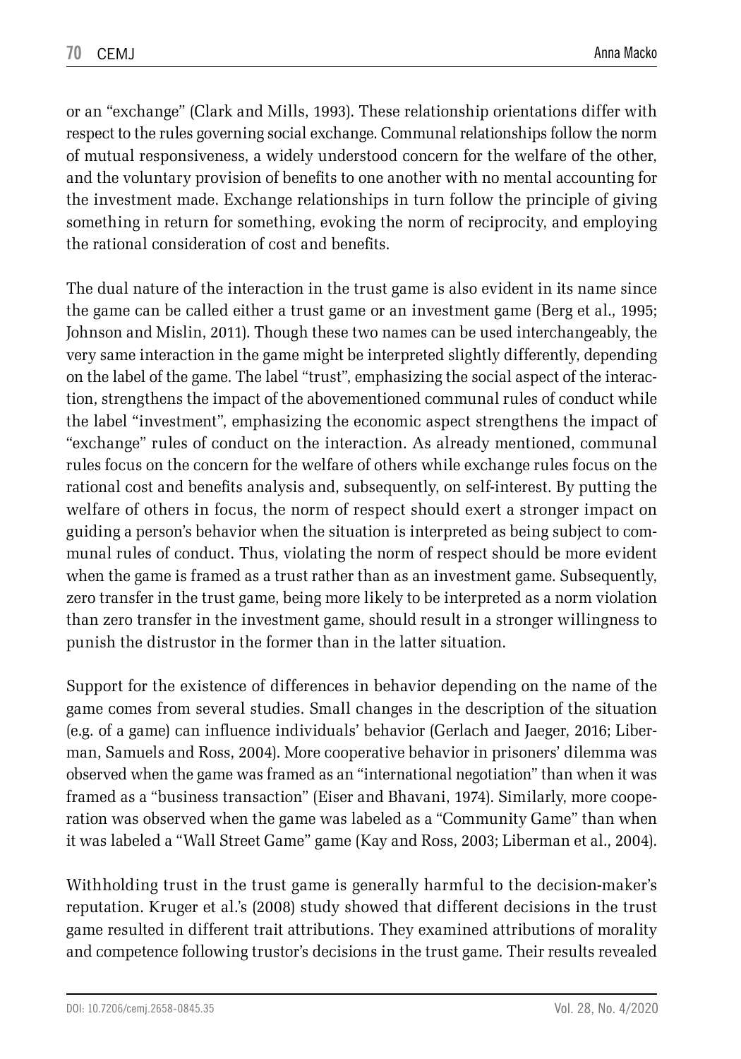or an "exchange" (Clark and Mills, 1993). These relationship orientations differ with respect to the rules governing social exchange. Communal relationships follow the norm of mutual responsiveness, a widely understood concern for the welfare of the other, and the voluntary provision of benefits to one another with no mental accounting for the investment made. Exchange relationships in turn follow the principle of giving something in return for something, evoking the norm of reciprocity, and employing the rational consideration of cost and benefits.

The dual nature of the interaction in the trust game is also evident in its name since the game can be called either a trust game or an investment game (Berg et al., 1995; Johnson and Mislin, 2011). Though these two names can be used interchangeably, the very same interaction in the game might be interpreted slightly differently, depending on the label of the game. The label "trust", emphasizing the social aspect of the interaction, strengthens the impact of the abovementioned communal rules of conduct while the label "investment", emphasizing the economic aspect strengthens the impact of "exchange" rules of conduct on the interaction. As already mentioned, communal rules focus on the concern for the welfare of others while exchange rules focus on the rational cost and benefits analysis and, subsequently, on self-interest. By putting the welfare of others in focus, the norm of respect should exert a stronger impact on guiding a person's behavior when the situation is interpreted as being subject to communal rules of conduct. Thus, violating the norm of respect should be more evident when the game is framed as a trust rather than as an investment game. Subsequently, zero transfer in the trust game, being more likely to be interpreted as a norm violation than zero transfer in the investment game, should result in a stronger willingness to punish the distrustor in the former than in the latter situation.

Support for the existence of differences in behavior depending on the name of the game comes from several studies. Small changes in the description of the situation (e.g. of a game) can influence individuals' behavior (Gerlach and Jaeger, 2016; Liberman, Samuels and Ross, 2004). More cooperative behavior in prisoners' dilemma was observed when the game was framed as an "international negotiation" than when it was framed as a "business transaction" (Eiser and Bhavani, 1974). Similarly, more cooperation was observed when the game was labeled as a "Community Game" than when it was labeled a "Wall Street Game" game (Kay and Ross, 2003; Liberman et al., 2004).

Withholding trust in the trust game is generally harmful to the decision-maker's reputation. Kruger et al.'s (2008) study showed that different decisions in the trust game resulted in different trait attributions. They examined attributions of morality and competence following trustor's decisions in the trust game. Their results revealed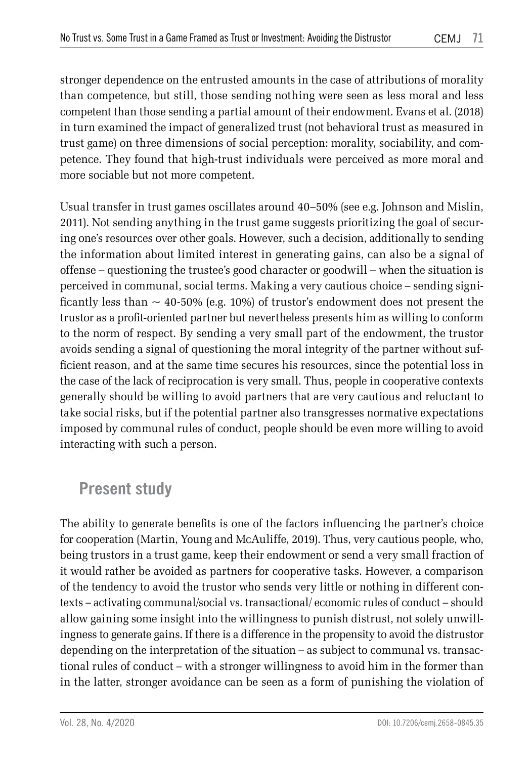stronger dependence on the entrusted amounts in the case of attributions of morality than competence, but still, those sending nothing were seen as less moral and less competent than those sending a partial amount of their endowment. Evans et al. (2018) in turn examined the impact of generalized trust (not behavioral trust as measured in trust game) on three dimensions of social perception: morality, sociability, and competence. They found that high-trust individuals were perceived as more moral and more sociable but not more competent.

Usual transfer in trust games oscillates around 40–50% (see e.g. Johnson and Mislin, 2011). Not sending anything in the trust game suggests prioritizing the goal of securing one's resources over other goals. However, such a decision, additionally to sending the information about limited interest in generating gains, can also be a signal of offense – questioning the trustee's good character or goodwill – when the situation is perceived in communal, social terms. Making a very cautious choice – sending significantly less than ~ 40-50% (e.g. 10%) of trustor's endowment does not present the trustor as a profit-oriented partner but nevertheless presents him as willing to conform to the norm of respect. By sending a very small part of the endowment, the trustor avoids sending a signal of questioning the moral integrity of the partner without sufficient reason, and at the same time secures his resources, since the potential loss in the case of the lack of reciprocation is very small. Thus, people in cooperative contexts generally should be willing to avoid partners that are very cautious and reluctant to take social risks, but if the potential partner also transgresses normative expectations imposed by communal rules of conduct, people should be even more willing to avoid interacting with such a person.

## Present study

The ability to generate benefits is one of the factors influencing the partner's choice for cooperation (Martin, Young and McAuliffe, 2019). Thus, very cautious people, who, being trustors in a trust game, keep their endowment or send a very small fraction of it would rather be avoided as partners for cooperative tasks. However, a comparison of the tendency to avoid the trustor who sends very little or nothing in different contexts – activating communal/social vs. transactional/ economic rules of conduct – should allow gaining some insight into the willingness to punish distrust, not solely unwillingness to generate gains. If there is a difference in the propensity to avoid the distrustor depending on the interpretation of the situation – as subject to communal vs. transactional rules of conduct – with a stronger willingness to avoid him in the former than in the latter, stronger avoidance can be seen as a form of punishing the violation of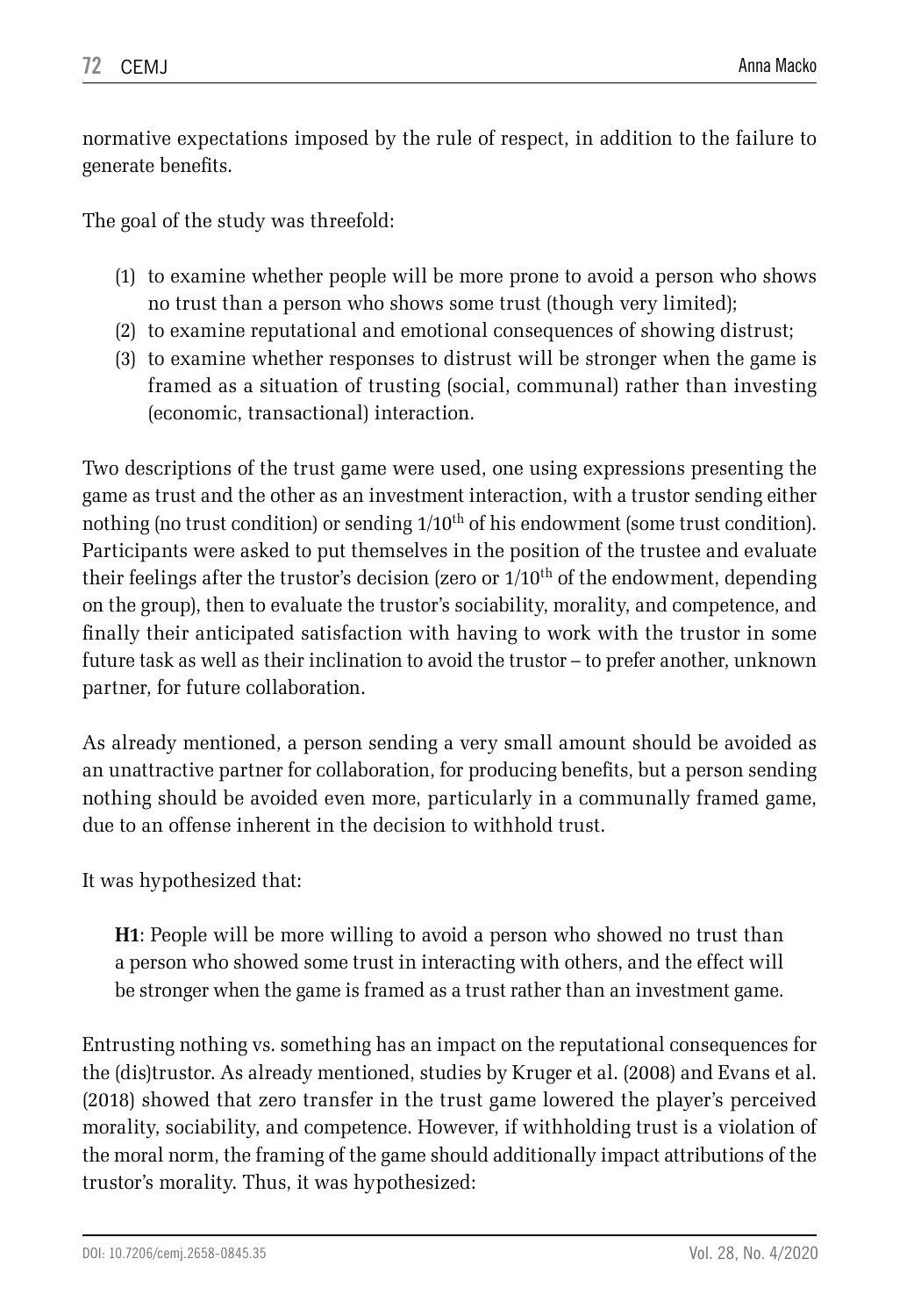normative expectations imposed by the rule of respect, in addition to the failure to generate benefits.

The goal of the study was threefold:

(1) to examine whether people will be more prone to avoid a person who shows no trust than a person who shows some trust (though very limited);
(2) to examine reputational and emotional consequences of showing distrust;
(3) to examine whether responses to distrust will be stronger when the game is framed as a situation of trusting (social, communal) rather than investing (economic, transactional) interaction.

Two descriptions of the trust game were used, one using expressions presenting the game as trust and the other as an investment interaction, with a trustor sending either nothing (no trust condition) or sending $1/10^{th}$ of his endowment (some trust condition). Participants were asked to put themselves in the position of the trustee and evaluate their feelings after the trustor's decision (zero or $1/10^{th}$ of the endowment, depending on the group), then to evaluate the trustor's sociability, morality, and competence, and finally their anticipated satisfaction with having to work with the trustor in some future task as well as their inclination to avoid the trustor – to prefer another, unknown partner, for future collaboration.

As already mentioned, a person sending a very small amount should be avoided as an unattractive partner for collaboration, for producing benefits, but a person sending nothing should be avoided even more, particularly in a communally framed game, due to an offense inherent in the decision to withhold trust.

It was hypothesized that:

> **H1**: People will be more willing to avoid a person who showed no trust than a person who showed some trust in interacting with others, and the effect will be stronger when the game is framed as a trust rather than an investment game.

Entrusting nothing vs. something has an impact on the reputational consequences for the (dis)trustor. As already mentioned, studies by Kruger et al. (2008) and Evans et al. (2018) showed that zero transfer in the trust game lowered the player's perceived morality, sociability, and competence. However, if withholding trust is a violation of the moral norm, the framing of the game should additionally impact attributions of the trustor's morality. Thus, it was hypothesized: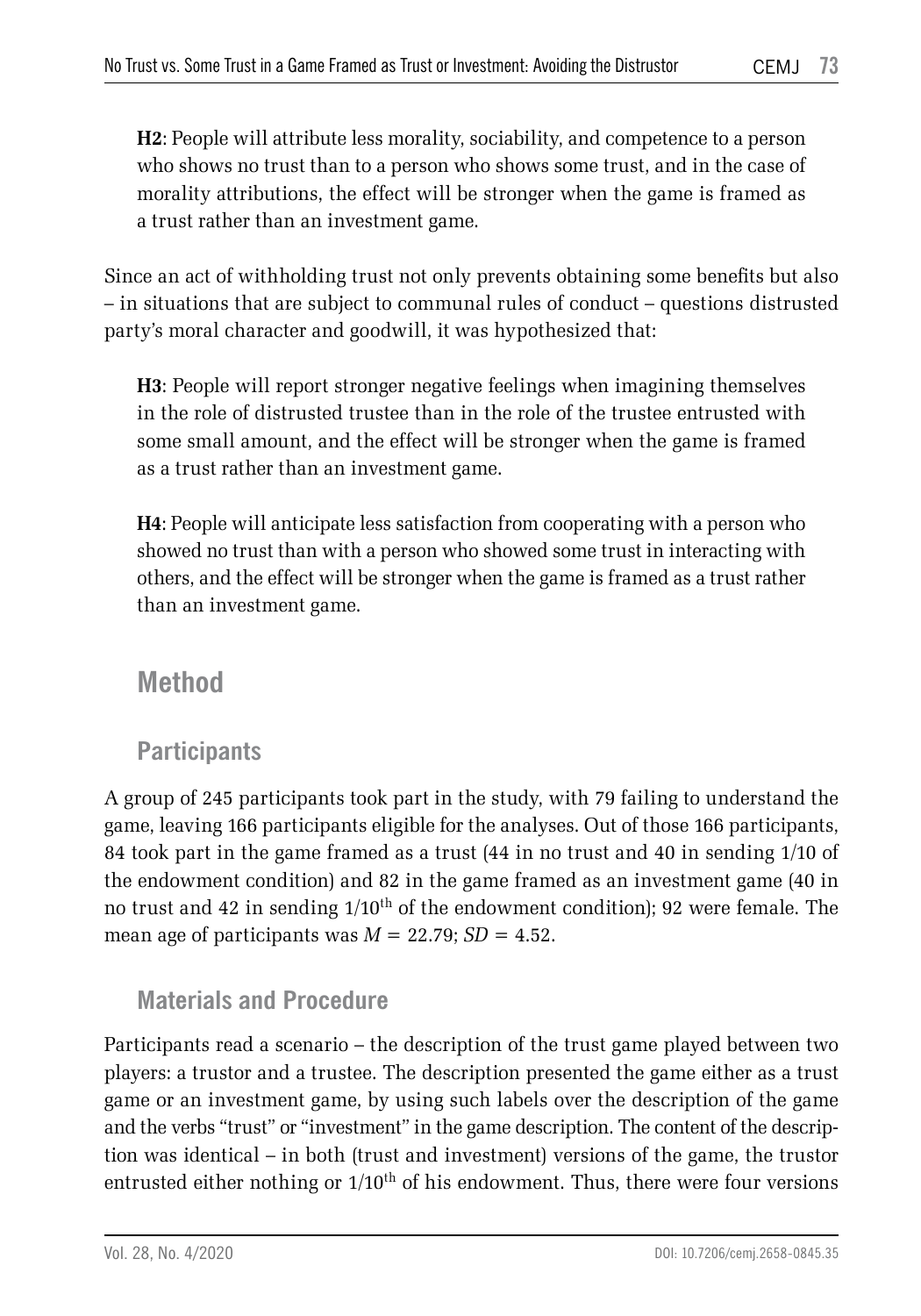**H2**: People will attribute less morality, sociability, and competence to a person who shows no trust than to a person who shows some trust, and in the case of morality attributions, the effect will be stronger when the game is framed as a trust rather than an investment game.

Since an act of withholding trust not only prevents obtaining some benefits but also – in situations that are subject to communal rules of conduct – questions distrusted party's moral character and goodwill, it was hypothesized that:

**H3**: People will report stronger negative feelings when imagining themselves in the role of distrusted trustee than in the role of the trustee entrusted with some small amount, and the effect will be stronger when the game is framed as a trust rather than an investment game.

**H4**: People will anticipate less satisfaction from cooperating with a person who showed no trust than with a person who showed some trust in interacting with others, and the effect will be stronger when the game is framed as a trust rather than an investment game.

## Method

### Participants

A group of 245 participants took part in the study, with 79 failing to understand the game, leaving 166 participants eligible for the analyses. Out of those 166 participants, 84 took part in the game framed as a trust (44 in no trust and 40 in sending 1/10 of the endowment condition) and 82 in the game framed as an investment game (40 in no trust and 42 in sending $1/10^{th}$ of the endowment condition); 92 were female. The mean age of participants was $M = 22.79$; $SD = 4.52$.

### Materials and Procedure

Participants read a scenario – the description of the trust game played between two players: a trustor and a trustee. The description presented the game either as a trust game or an investment game, by using such labels over the description of the game and the verbs "trust" or "investment" in the game description. The content of the description was identical – in both (trust and investment) versions of the game, the trustor entrusted either nothing or $1/10^{th}$ of his endowment. Thus, there were four versions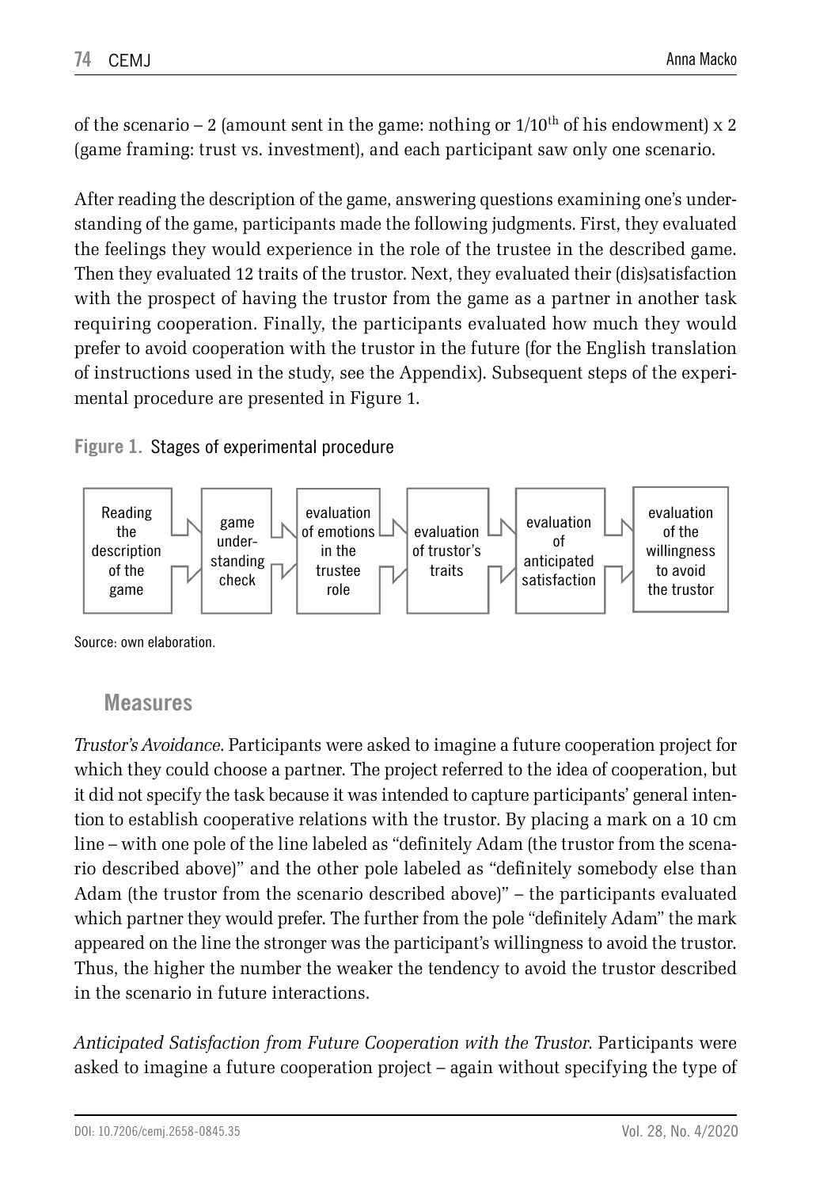of the scenario – 2 (amount sent in the game: nothing or $1/10^{th}$ of his endowment) x 2 (game framing: trust vs. investment), and each participant saw only one scenario.

After reading the description of the game, answering questions examining one's understanding of the game, participants made the following judgments. First, they evaluated the feelings they would experience in the role of the trustee in the described game. Then they evaluated 12 traits of the trustor. Next, they evaluated their (dis)satisfaction with the prospect of having the trustor from the game as a partner in another task requiring cooperation. Finally, the participants evaluated how much they would prefer to avoid cooperation with the trustor in the future (for the English translation of instructions used in the study, see the Appendix). Subsequent steps of the experimental procedure are presented in Figure 1.

**Figure 1.** Stages of experimental procedure

Reading the description of the game → game understanding check → evaluation of emotions in the trustee role → evaluation of trustor's traits → evaluation of anticipated satisfaction → evaluation of the willingness to avoid the trustor

Source: own elaboration.

## Measures

*Trustor's Avoidance*. Participants were asked to imagine a future cooperation project for which they could choose a partner. The project referred to the idea of cooperation, but it did not specify the task because it was intended to capture participants' general intention to establish cooperative relations with the trustor. By placing a mark on a 10 cm line – with one pole of the line labeled as "definitely Adam (the trustor from the scenario described above)" and the other pole labeled as "definitely somebody else than Adam (the trustor from the scenario described above)" – the participants evaluated which partner they would prefer. The further from the pole "definitely Adam" the mark appeared on the line the stronger was the participant's willingness to avoid the trustor. Thus, the higher the number the weaker the tendency to avoid the trustor described in the scenario in future interactions.

*Anticipated Satisfaction from Future Cooperation with the Trustor*. Participants were asked to imagine a future cooperation project – again without specifying the type of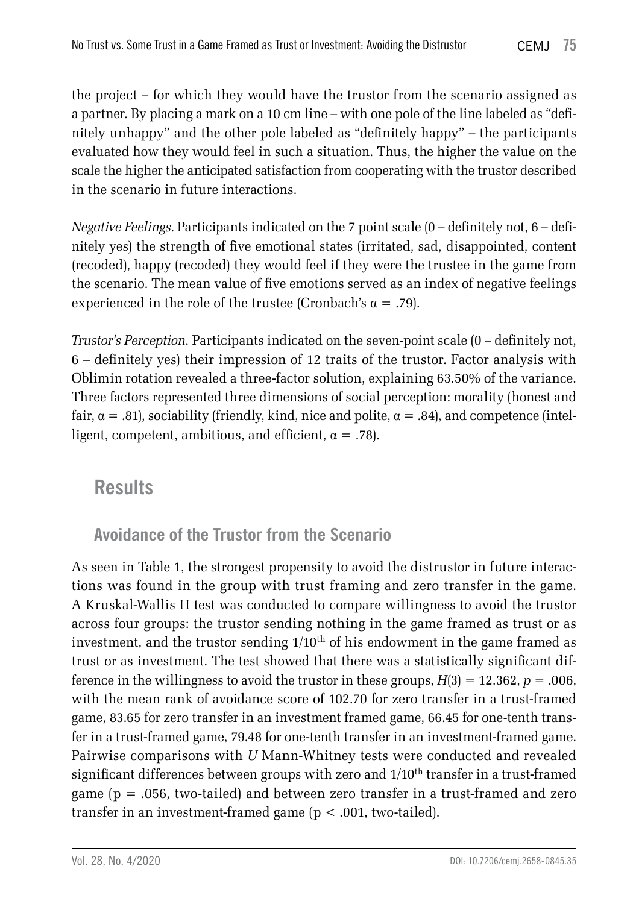the project – for which they would have the trustor from the scenario assigned as a partner. By placing a mark on a 10 cm line – with one pole of the line labeled as "definitely unhappy" and the other pole labeled as "definitely happy" – the participants evaluated how they would feel in such a situation. Thus, the higher the value on the scale the higher the anticipated satisfaction from cooperating with the trustor described in the scenario in future interactions.

*Negative Feelings.* Participants indicated on the 7 point scale (0 – definitely not, 6 – definitely yes) the strength of five emotional states (irritated, sad, disappointed, content (recoded), happy (recoded) they would feel if they were the trustee in the game from the scenario. The mean value of five emotions served as an index of negative feelings experienced in the role of the trustee (Cronbach's $\alpha = .79$).

*Trustor's Perception.* Participants indicated on the seven-point scale (0 – definitely not, 6 – definitely yes) their impression of 12 traits of the trustor. Factor analysis with Oblimin rotation revealed a three-factor solution, explaining 63.50% of the variance. Three factors represented three dimensions of social perception: morality (honest and fair, $\alpha = .81$), sociability (friendly, kind, nice and polite, $\alpha = .84$), and competence (intelligent, competent, ambitious, and efficient, $\alpha = .78$).

## Results

### Avoidance of the Trustor from the Scenario

As seen in Table 1, the strongest propensity to avoid the distrustor in future interactions was found in the group with trust framing and zero transfer in the game. A Kruskal-Wallis H test was conducted to compare willingness to avoid the trustor across four groups: the trustor sending nothing in the game framed as trust or as investment, and the trustor sending $1/10^{th}$ of his endowment in the game framed as trust or as investment. The test showed that there was a statistically significant difference in the willingness to avoid the trustor in these groups, $H(3) = 12.362$, $p = .006$, with the mean rank of avoidance score of 102.70 for zero transfer in a trust-framed game, 83.65 for zero transfer in an investment framed game, 66.45 for one-tenth transfer in a trust-framed game, 79.48 for one-tenth transfer in an investment-framed game. Pairwise comparisons with *U* Mann-Whitney tests were conducted and revealed significant differences between groups with zero and $1/10^{th}$ transfer in a trust-framed game ($p = .056$, two-tailed) and between zero transfer in a trust-framed and zero transfer in an investment-framed game ($p < .001$, two-tailed).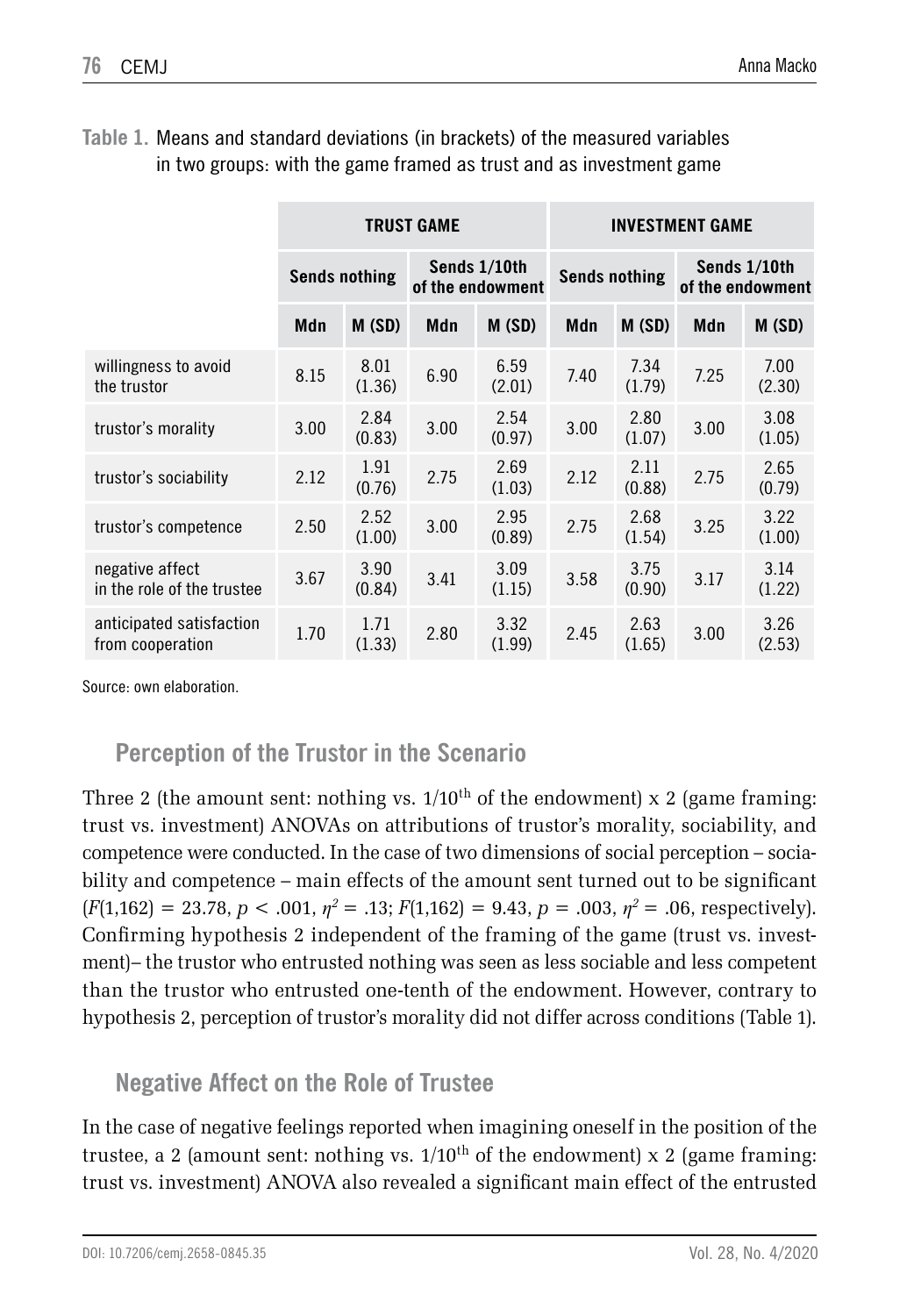**Table 1.** Means and standard deviations (in brackets) of the measured variables in two groups: with the game framed as trust and as investment game

| | **TRUST GAME** | | | | **INVESTMENT GAME** | | | |
|---|---|---|---|---|---|---|---|---|
| | **Sends nothing** | | **Sends 1/10th of the endowment** | | **Sends nothing** | | **Sends 1/10th of the endowment** | |
| | **Mdn** | **M (SD)** | **Mdn** | **M (SD)** | **Mdn** | **M (SD)** | **Mdn** | **M (SD)** |
| willingness to avoid the trustor | 8.15 | 8.01 (1.36) | 6.90 | 6.59 (2.01) | 7.40 | 7.34 (1.79) | 7.25 | 7.00 (2.30) |
| trustor's morality | 3.00 | 2.84 (0.83) | 3.00 | 2.54 (0.97) | 3.00 | 2.80 (1.07) | 3.00 | 3.08 (1.05) |
| trustor's sociability | 2.12 | 1.91 (0.76) | 2.75 | 2.69 (1.03) | 2.12 | 2.11 (0.88) | 2.75 | 2.65 (0.79) |
| trustor's competence | 2.50 | 2.52 (1.00) | 3.00 | 2.95 (0.89) | 2.75 | 2.68 (1.54) | 3.25 | 3.22 (1.00) |
| negative affect in the role of the trustee | 3.67 | 3.90 (0.84) | 3.41 | 3.09 (1.15) | 3.58 | 3.75 (0.90) | 3.17 | 3.14 (1.22) |
| anticipated satisfaction from cooperation | 1.70 | 1.71 (1.33) | 2.80 | 3.32 (1.99) | 2.45 | 2.63 (1.65) | 3.00 | 3.26 (2.53) |

Source: own elaboration.

## Perception of the Trustor in the Scenario

Three 2 (the amount sent: nothing vs. 1/10$^{th}$ of the endowment) x 2 (game framing: trust vs. investment) ANOVAs on attributions of trustor's morality, sociability, and competence were conducted. In the case of two dimensions of social perception – sociability and competence – main effects of the amount sent turned out to be significant ($F(1,162) = 23.78$, $p < .001$, $\eta^2 = .13$; $F(1,162) = 9.43$, $p = .003$, $\eta^2 = .06$, respectively). Confirming hypothesis 2 independent of the framing of the game (trust vs. investment)– the trustor who entrusted nothing was seen as less sociable and less competent than the trustor who entrusted one-tenth of the endowment. However, contrary to hypothesis 2, perception of trustor's morality did not differ across conditions (Table 1).

## Negative Affect on the Role of Trustee

In the case of negative feelings reported when imagining oneself in the position of the trustee, a 2 (amount sent: nothing vs. 1/10$^{th}$ of the endowment) x 2 (game framing: trust vs. investment) ANOVA also revealed a significant main effect of the entrusted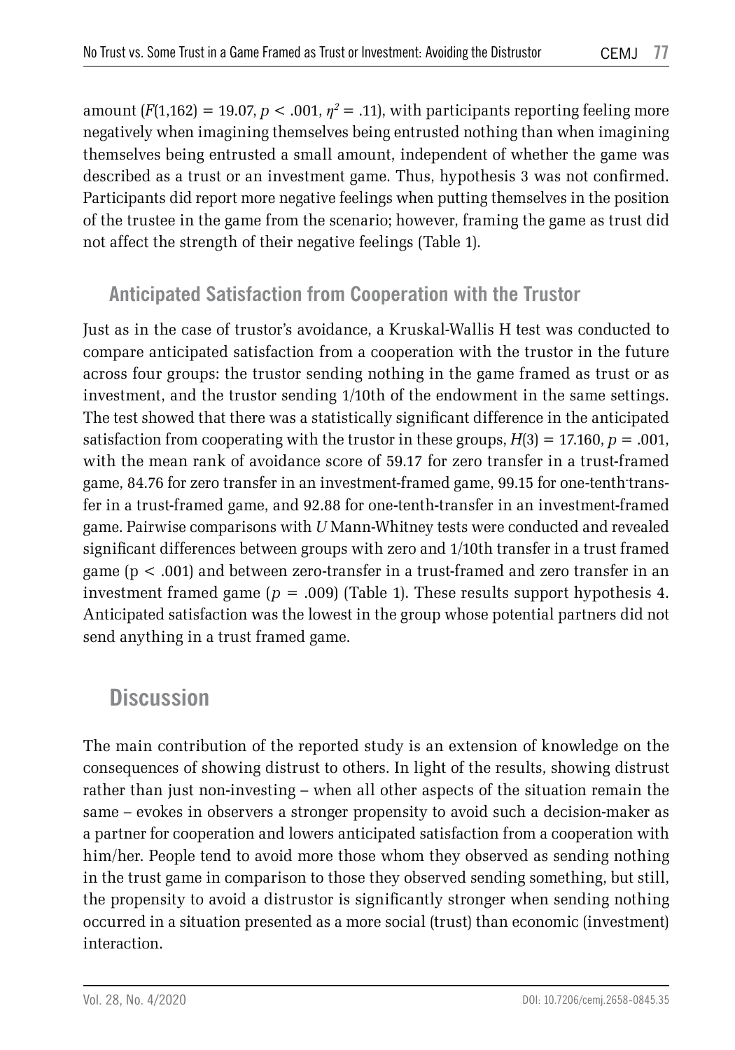amount ($F(1,162) = 19.07$, $p < .001$, $\eta^2 = .11$), with participants reporting feeling more negatively when imagining themselves being entrusted nothing than when imagining themselves being entrusted a small amount, independent of whether the game was described as a trust or an investment game. Thus, hypothesis 3 was not confirmed. Participants did report more negative feelings when putting themselves in the position of the trustee in the game from the scenario; however, framing the game as trust did not affect the strength of their negative feelings (Table 1).

### Anticipated Satisfaction from Cooperation with the Trustor

Just as in the case of trustor's avoidance, a Kruskal-Wallis H test was conducted to compare anticipated satisfaction from a cooperation with the trustor in the future across four groups: the trustor sending nothing in the game framed as trust or as investment, and the trustor sending 1/10th of the endowment in the same settings. The test showed that there was a statistically significant difference in the anticipated satisfaction from cooperating with the trustor in these groups, $H(3) = 17.160$, $p = .001$, with the mean rank of avoidance score of 59.17 for zero transfer in a trust-framed game, 84.76 for zero transfer in an investment-framed game, 99.15 for one-tenth-transfer in a trust-framed game, and 92.88 for one-tenth-transfer in an investment-framed game. Pairwise comparisons with *U* Mann-Whitney tests were conducted and revealed significant differences between groups with zero and 1/10th transfer in a trust framed game ($p < .001$) and between zero-transfer in a trust-framed and zero transfer in an investment framed game ($p = .009$) (Table 1). These results support hypothesis 4. Anticipated satisfaction was the lowest in the group whose potential partners did not send anything in a trust framed game.

## Discussion

The main contribution of the reported study is an extension of knowledge on the consequences of showing distrust to others. In light of the results, showing distrust rather than just non-investing – when all other aspects of the situation remain the same – evokes in observers a stronger propensity to avoid such a decision-maker as a partner for cooperation and lowers anticipated satisfaction from a cooperation with him/her. People tend to avoid more those whom they observed as sending nothing in the trust game in comparison to those they observed sending something, but still, the propensity to avoid a distrustor is significantly stronger when sending nothing occurred in a situation presented as a more social (trust) than economic (investment) interaction.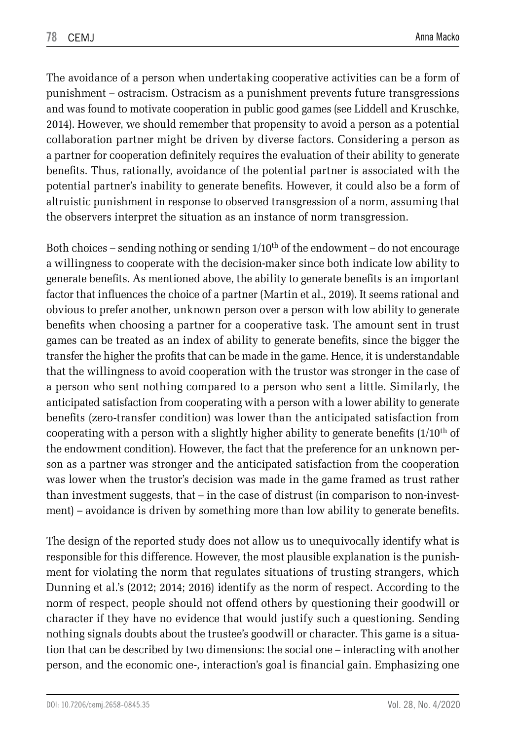The avoidance of a person when undertaking cooperative activities can be a form of punishment – ostracism. Ostracism as a punishment prevents future transgressions and was found to motivate cooperation in public good games (see Liddell and Kruschke, 2014). However, we should remember that propensity to avoid a person as a potential collaboration partner might be driven by diverse factors. Considering a person as a partner for cooperation definitely requires the evaluation of their ability to generate benefits. Thus, rationally, avoidance of the potential partner is associated with the potential partner's inability to generate benefits. However, it could also be a form of altruistic punishment in response to observed transgression of a norm, assuming that the observers interpret the situation as an instance of norm transgression.

Both choices – sending nothing or sending $1/10^{th}$ of the endowment – do not encourage a willingness to cooperate with the decision-maker since both indicate low ability to generate benefits. As mentioned above, the ability to generate benefits is an important factor that influences the choice of a partner (Martin et al., 2019). It seems rational and obvious to prefer another, unknown person over a person with low ability to generate benefits when choosing a partner for a cooperative task. The amount sent in trust games can be treated as an index of ability to generate benefits, since the bigger the transfer the higher the profits that can be made in the game. Hence, it is understandable that the willingness to avoid cooperation with the trustor was stronger in the case of a person who sent nothing compared to a person who sent a little. Similarly, the anticipated satisfaction from cooperating with a person with a lower ability to generate benefits (zero-transfer condition) was lower than the anticipated satisfaction from cooperating with a person with a slightly higher ability to generate benefits ($1/10^{th}$ of the endowment condition). However, the fact that the preference for an unknown person as a partner was stronger and the anticipated satisfaction from the cooperation was lower when the trustor's decision was made in the game framed as trust rather than investment suggests, that – in the case of distrust (in comparison to non-investment) – avoidance is driven by something more than low ability to generate benefits.

The design of the reported study does not allow us to unequivocally identify what is responsible for this difference. However, the most plausible explanation is the punishment for violating the norm that regulates situations of trusting strangers, which Dunning et al.'s (2012; 2014; 2016) identify as the norm of respect. According to the norm of respect, people should not offend others by questioning their goodwill or character if they have no evidence that would justify such a questioning. Sending nothing signals doubts about the trustee's goodwill or character. This game is a situation that can be described by two dimensions: the social one – interacting with another person, and the economic one-, interaction's goal is financial gain. Emphasizing one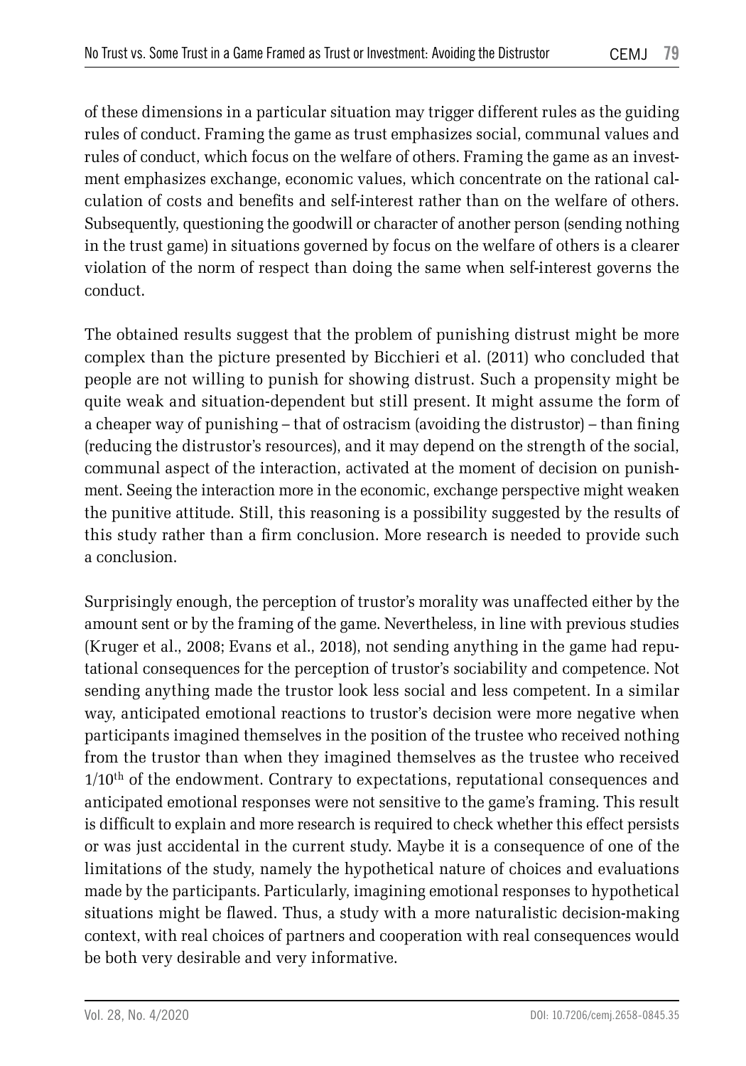of these dimensions in a particular situation may trigger different rules as the guiding rules of conduct. Framing the game as trust emphasizes social, communal values and rules of conduct, which focus on the welfare of others. Framing the game as an investment emphasizes exchange, economic values, which concentrate on the rational calculation of costs and benefits and self-interest rather than on the welfare of others. Subsequently, questioning the goodwill or character of another person (sending nothing in the trust game) in situations governed by focus on the welfare of others is a clearer violation of the norm of respect than doing the same when self-interest governs the conduct.

The obtained results suggest that the problem of punishing distrust might be more complex than the picture presented by Bicchieri et al. (2011) who concluded that people are not willing to punish for showing distrust. Such a propensity might be quite weak and situation-dependent but still present. It might assume the form of a cheaper way of punishing – that of ostracism (avoiding the distrustor) – than fining (reducing the distrustor's resources), and it may depend on the strength of the social, communal aspect of the interaction, activated at the moment of decision on punishment. Seeing the interaction more in the economic, exchange perspective might weaken the punitive attitude. Still, this reasoning is a possibility suggested by the results of this study rather than a firm conclusion. More research is needed to provide such a conclusion.

Surprisingly enough, the perception of trustor's morality was unaffected either by the amount sent or by the framing of the game. Nevertheless, in line with previous studies (Kruger et al., 2008; Evans et al., 2018), not sending anything in the game had reputational consequences for the perception of trustor's sociability and competence. Not sending anything made the trustor look less social and less competent. In a similar way, anticipated emotional reactions to trustor's decision were more negative when participants imagined themselves in the position of the trustee who received nothing from the trustor than when they imagined themselves as the trustee who received $1/10^{th}$ of the endowment. Contrary to expectations, reputational consequences and anticipated emotional responses were not sensitive to the game's framing. This result is difficult to explain and more research is required to check whether this effect persists or was just accidental in the current study. Maybe it is a consequence of one of the limitations of the study, namely the hypothetical nature of choices and evaluations made by the participants. Particularly, imagining emotional responses to hypothetical situations might be flawed. Thus, a study with a more naturalistic decision-making context, with real choices of partners and cooperation with real consequences would be both very desirable and very informative.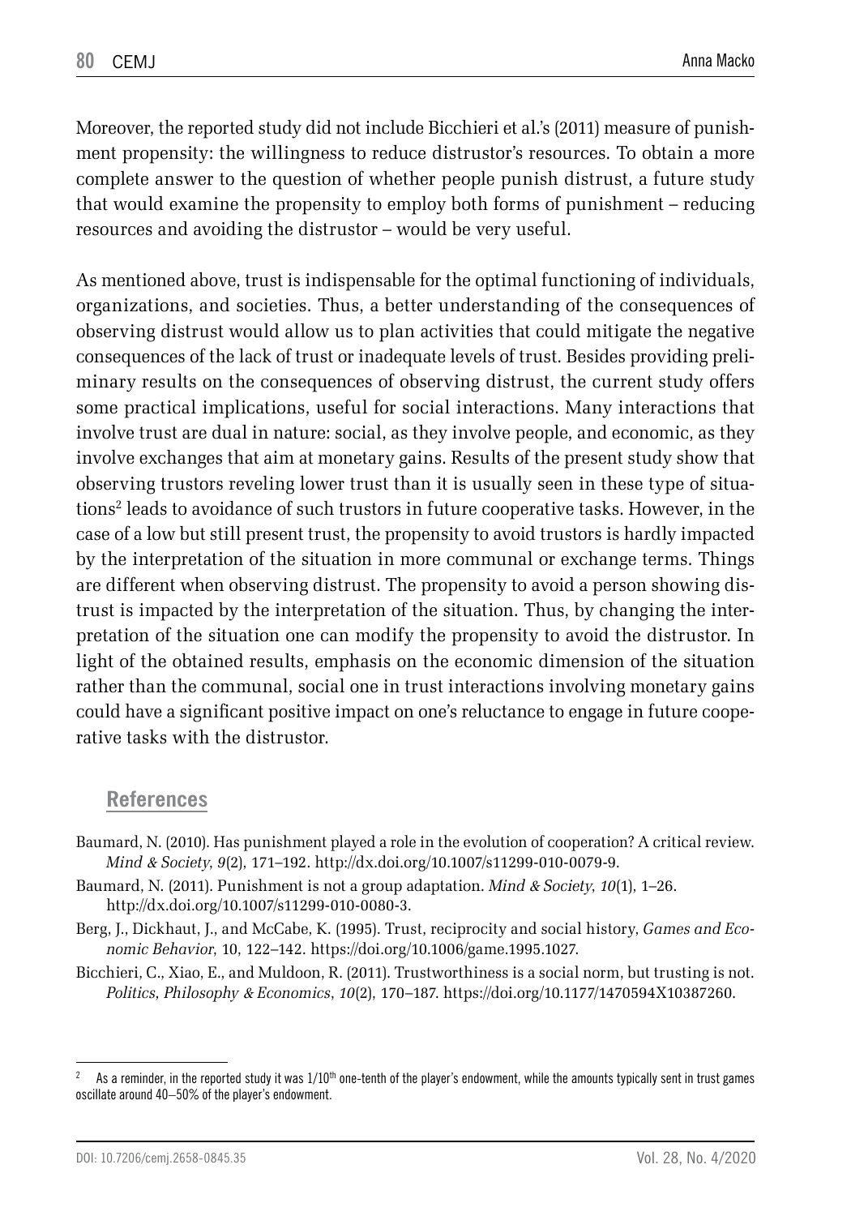Moreover, the reported study did not include Bicchieri et al.'s (2011) measure of punishment propensity: the willingness to reduce distrustor's resources. To obtain a more complete answer to the question of whether people punish distrust, a future study that would examine the propensity to employ both forms of punishment – reducing resources and avoiding the distrustor – would be very useful.

As mentioned above, trust is indispensable for the optimal functioning of individuals, organizations, and societies. Thus, a better understanding of the consequences of observing distrust would allow us to plan activities that could mitigate the negative consequences of the lack of trust or inadequate levels of trust. Besides providing preliminary results on the consequences of observing distrust, the current study offers some practical implications, useful for social interactions. Many interactions that involve trust are dual in nature: social, as they involve people, and economic, as they involve exchanges that aim at monetary gains. Results of the present study show that observing trustors reveling lower trust than it is usually seen in these type of situations[2] leads to avoidance of such trustors in future cooperative tasks. However, in the case of a low but still present trust, the propensity to avoid trustors is hardly impacted by the interpretation of the situation in more communal or exchange terms. Things are different when observing distrust. The propensity to avoid a person showing distrust is impacted by the interpretation of the situation. Thus, by changing the interpretation of the situation one can modify the propensity to avoid the distrustor. In light of the obtained results, emphasis on the economic dimension of the situation rather than the communal, social one in trust interactions involving monetary gains could have a significant positive impact on one's reluctance to engage in future cooperative tasks with the distrustor.

## References

Baumard, N. (2010). Has punishment played a role in the evolution of cooperation? A critical review. *Mind & Society*, *9*(2), 171–192. http://dx.doi.org/10.1007/s11299-010-0079-9.

Baumard, N. (2011). Punishment is not a group adaptation. *Mind & Society*, *10*(1), 1–26. http://dx.doi.org/10.1007/s11299-010-0080-3.

Berg, J., Dickhaut, J., and McCabe, K. (1995). Trust, reciprocity and social history, *Games and Economic Behavior*, 10, 122–142. https://doi.org/10.1006/game.1995.1027.

Bicchieri, C., Xiao, E., and Muldoon, R. (2011). Trustworthiness is a social norm, but trusting is not. *Politics, Philosophy & Economics*, *10*(2), 170–187. https://doi.org/10.1177/1470594X10387260.

---

[2] As a reminder, in the reported study it was 1/10th one-tenth of the player's endowment, while the amounts typically sent in trust games oscillate around 40–50% of the player's endowment.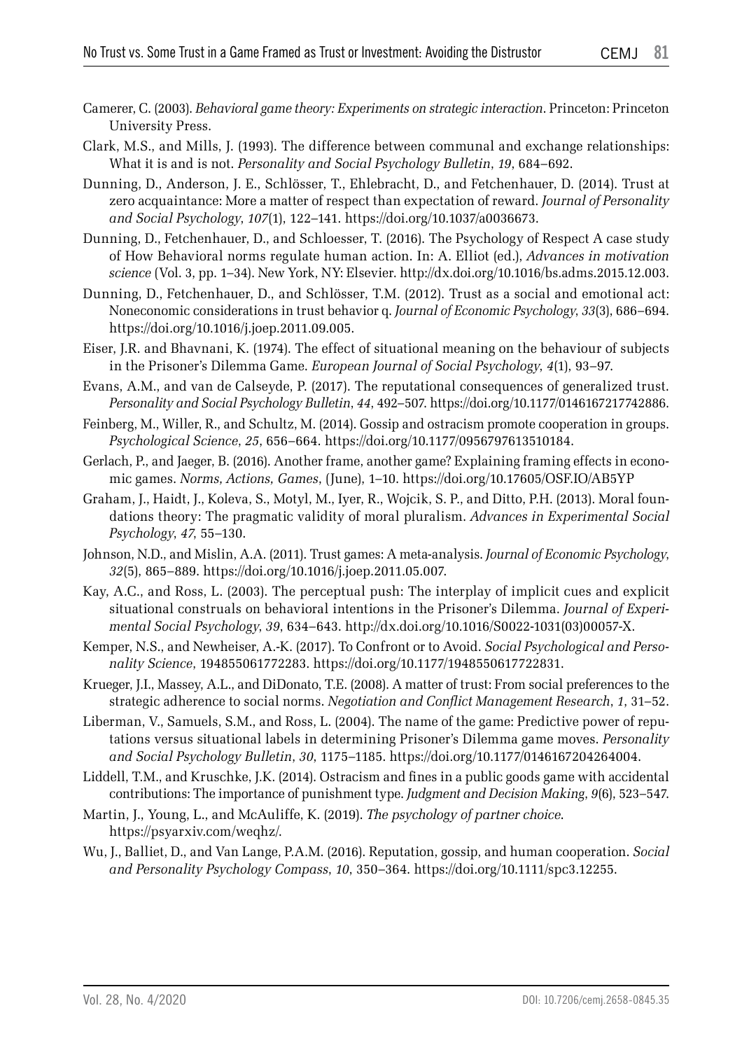Camerer, C. (2003). *Behavioral game theory: Experiments on strategic interaction*. Princeton: Princeton University Press.

Clark, M.S., and Mills, J. (1993). The difference between communal and exchange relationships: What it is and is not. *Personality and Social Psychology Bulletin*, *19*, 684–692.

Dunning, D., Anderson, J. E., Schlösser, T., Ehlebracht, D., and Fetchenhauer, D. (2014). Trust at zero acquaintance: More a matter of respect than expectation of reward. *Journal of Personality and Social Psychology*, *107*(1), 122–141. https://doi.org/10.1037/a0036673.

Dunning, D., Fetchenhauer, D., and Schloesser, T. (2016). The Psychology of Respect A case study of How Behavioral norms regulate human action. In: A. Elliot (ed.), *Advances in motivation science* (Vol. 3, pp. 1–34). New York, NY: Elsevier. http://dx.doi.org/10.1016/bs.adms.2015.12.003.

Dunning, D., Fetchenhauer, D., and Schlösser, T.M. (2012). Trust as a social and emotional act: Noneconomic considerations in trust behavior q. *Journal of Economic Psychology*, *33*(3), 686–694. https://doi.org/10.1016/j.joep.2011.09.005.

Eiser, J.R. and Bhavnani, K. (1974). The effect of situational meaning on the behaviour of subjects in the Prisoner's Dilemma Game. *European Journal of Social Psychology*, *4*(1), 93–97.

Evans, A.M., and van de Calseyde, P. (2017). The reputational consequences of generalized trust. *Personality and Social Psychology Bulletin*, *44*, 492–507. https://doi.org/10.1177/0146167217742886.

Feinberg, M., Willer, R., and Schultz, M. (2014). Gossip and ostracism promote cooperation in groups. *Psychological Science*, *25*, 656–664. https://doi.org/10.1177/0956797613510184.

Gerlach, P., and Jaeger, B. (2016). Another frame, another game? Explaining framing effects in economic games. *Norms, Actions, Games*, (June), 1–10. https://doi.org/10.17605/OSF.IO/AB5YP

Graham, J., Haidt, J., Koleva, S., Motyl, M., Iyer, R., Wojcik, S. P., and Ditto, P.H. (2013). Moral foundations theory: The pragmatic validity of moral pluralism. *Advances in Experimental Social Psychology*, *47*, 55–130.

Johnson, N.D., and Mislin, A.A. (2011). Trust games: A meta-analysis. *Journal of Economic Psychology*, *32*(5), 865–889. https://doi.org/10.1016/j.joep.2011.05.007.

Kay, A.C., and Ross, L. (2003). The perceptual push: The interplay of implicit cues and explicit situational construals on behavioral intentions in the Prisoner's Dilemma. *Journal of Experimental Social Psychology*, *39*, 634–643. http://dx.doi.org/10.1016/S0022-1031(03)00057-X.

Kemper, N.S., and Newheiser, A.-K. (2017). To Confront or to Avoid. *Social Psychological and Personality Science*, 194855061772283. https://doi.org/10.1177/1948550617722831.

Krueger, J.I., Massey, A.L., and DiDonato, T.E. (2008). A matter of trust: From social preferences to the strategic adherence to social norms. *Negotiation and Conflict Management Research*, *1*, 31–52.

Liberman, V., Samuels, S.M., and Ross, L. (2004). The name of the game: Predictive power of reputations versus situational labels in determining Prisoner's Dilemma game moves. *Personality and Social Psychology Bulletin*, *30*, 1175–1185. https://doi.org/10.1177/0146167204264004.

Liddell, T.M., and Kruschke, J.K. (2014). Ostracism and fines in a public goods game with accidental contributions: The importance of punishment type. *Judgment and Decision Making*, *9*(6), 523–547.

Martin, J., Young, L., and McAuliffe, K. (2019). *The psychology of partner choice*. https://psyarxiv.com/weqhz/.

Wu, J., Balliet, D., and Van Lange, P.A.M. (2016). Reputation, gossip, and human cooperation. *Social and Personality Psychology Compass*, *10*, 350–364. https://doi.org/10.1111/spc3.12255.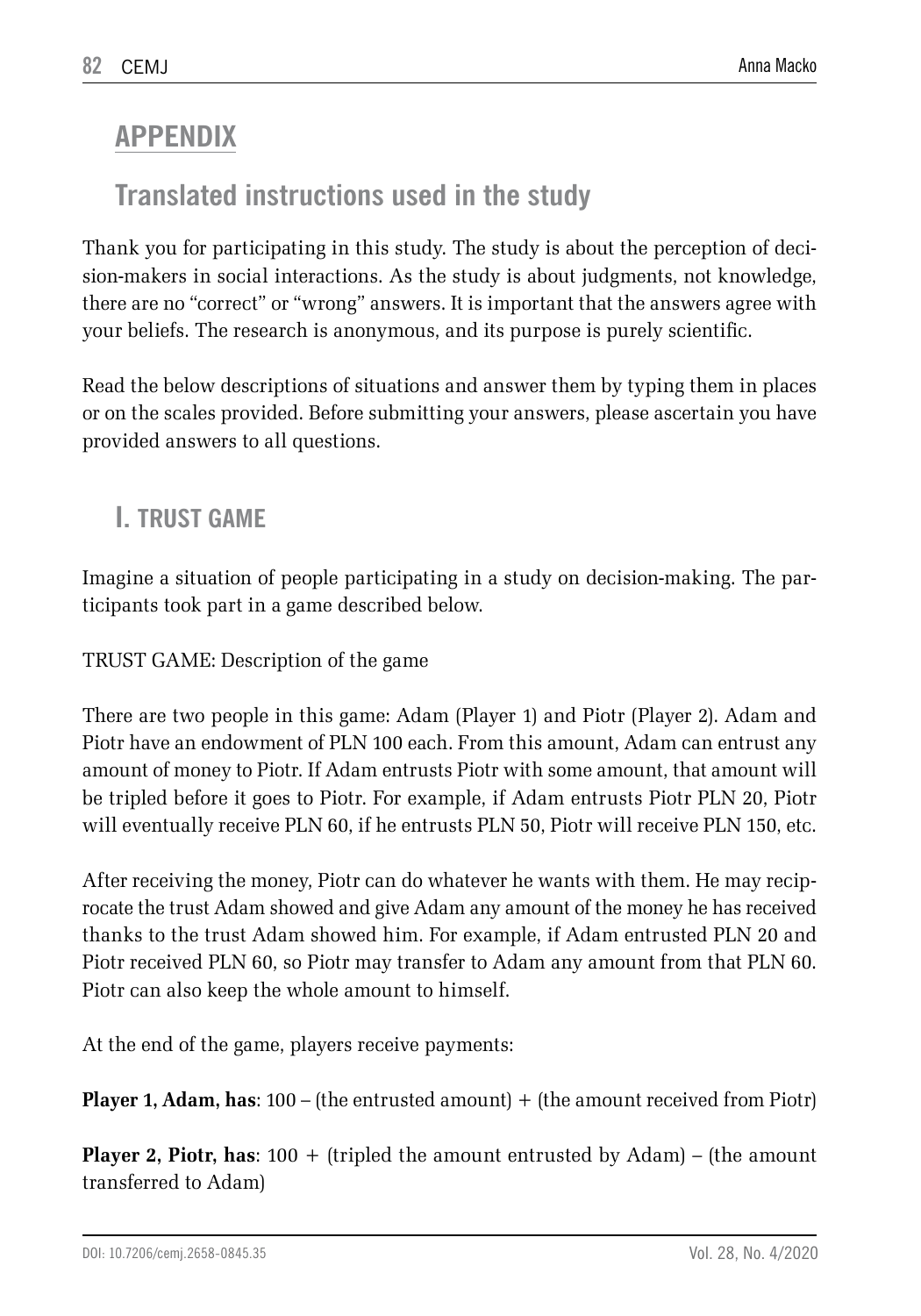## APPENDIX

### Translated instructions used in the study

Thank you for participating in this study. The study is about the perception of decision-makers in social interactions. As the study is about judgments, not knowledge, there are no "correct" or "wrong" answers. It is important that the answers agree with your beliefs. The research is anonymous, and its purpose is purely scientific.

Read the below descriptions of situations and answer them by typing them in places or on the scales provided. Before submitting your answers, please ascertain you have provided answers to all questions.

### I. TRUST GAME

Imagine a situation of people participating in a study on decision-making. The participants took part in a game described below.

TRUST GAME: Description of the game

There are two people in this game: Adam (Player 1) and Piotr (Player 2). Adam and Piotr have an endowment of PLN 100 each. From this amount, Adam can entrust any amount of money to Piotr. If Adam entrusts Piotr with some amount, that amount will be tripled before it goes to Piotr. For example, if Adam entrusts Piotr PLN 20, Piotr will eventually receive PLN 60, if he entrusts PLN 50, Piotr will receive PLN 150, etc.

After receiving the money, Piotr can do whatever he wants with them. He may reciprocate the trust Adam showed and give Adam any amount of the money he has received thanks to the trust Adam showed him. For example, if Adam entrusted PLN 20 and Piotr received PLN 60, so Piotr may transfer to Adam any amount from that PLN 60. Piotr can also keep the whole amount to himself.

At the end of the game, players receive payments:

**Player 1, Adam, has**: 100 – (the entrusted amount) + (the amount received from Piotr)

**Player 2, Piotr, has**: 100 + (tripled the amount entrusted by Adam) – (the amount transferred to Adam)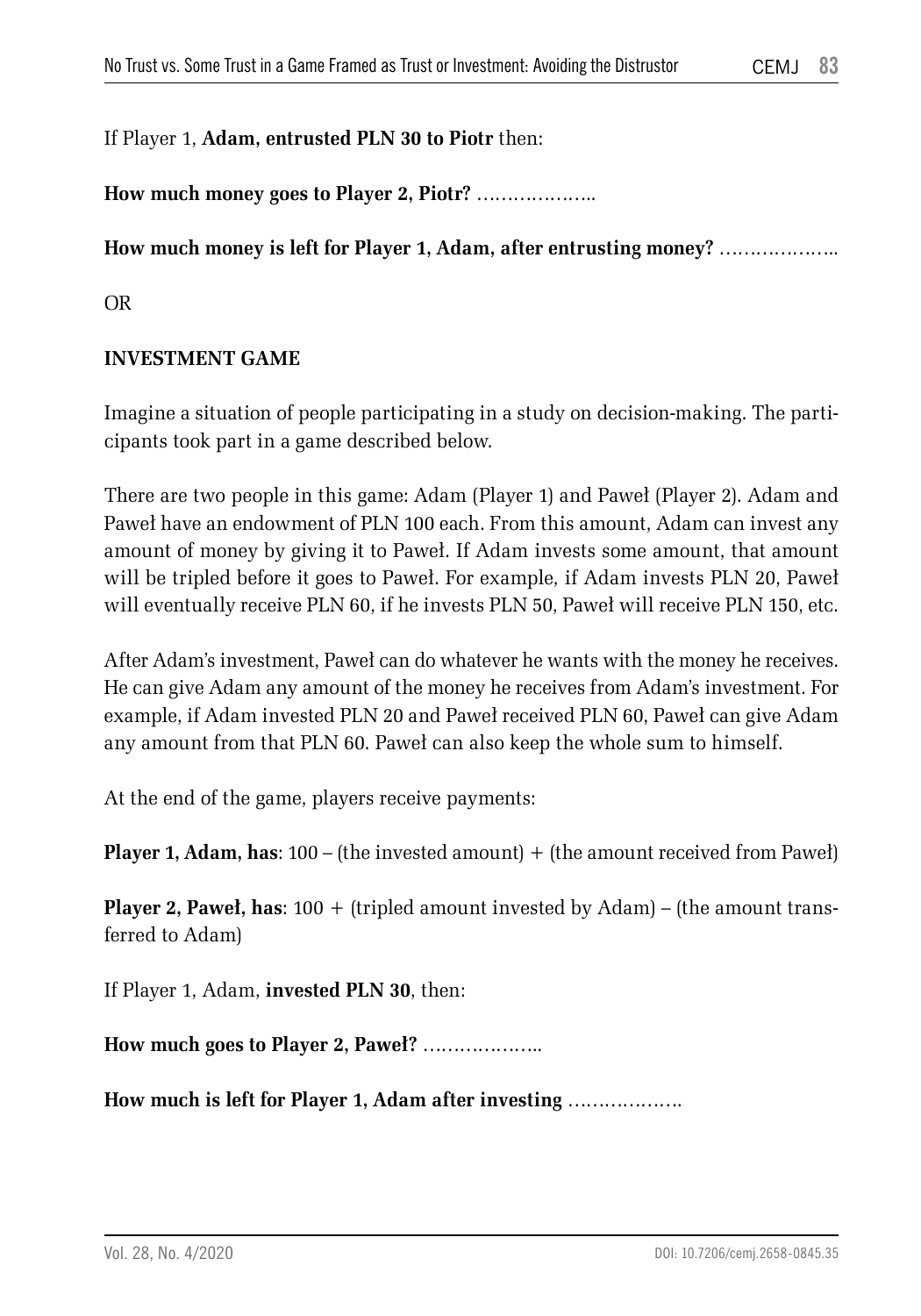If Player 1, **Adam, entrusted PLN 30 to Piotr** then:

**How much money goes to Player 2, Piotr?** ………………..

**How much money is left for Player 1, Adam, after entrusting money?** ………………..

OR

**INVESTMENT GAME**

Imagine a situation of people participating in a study on decision-making. The participants took part in a game described below.

There are two people in this game: Adam (Player 1) and Paweł (Player 2). Adam and Paweł have an endowment of PLN 100 each. From this amount, Adam can invest any amount of money by giving it to Paweł. If Adam invests some amount, that amount will be tripled before it goes to Paweł. For example, if Adam invests PLN 20, Paweł will eventually receive PLN 60, if he invests PLN 50, Paweł will receive PLN 150, etc.

After Adam's investment, Paweł can do whatever he wants with the money he receives. He can give Adam any amount of the money he receives from Adam's investment. For example, if Adam invested PLN 20 and Paweł received PLN 60, Paweł can give Adam any amount from that PLN 60. Paweł can also keep the whole sum to himself.

At the end of the game, players receive payments:

**Player 1, Adam, has**: 100 – (the invested amount) + (the amount received from Paweł)

**Player 2, Paweł, has**: 100 + (tripled amount invested by Adam) – (the amount transferred to Adam)

If Player 1, Adam, **invested PLN 30**, then:

**How much goes to Player 2, Paweł?** ………………..

**How much is left for Player 1, Adam after investing** ……………….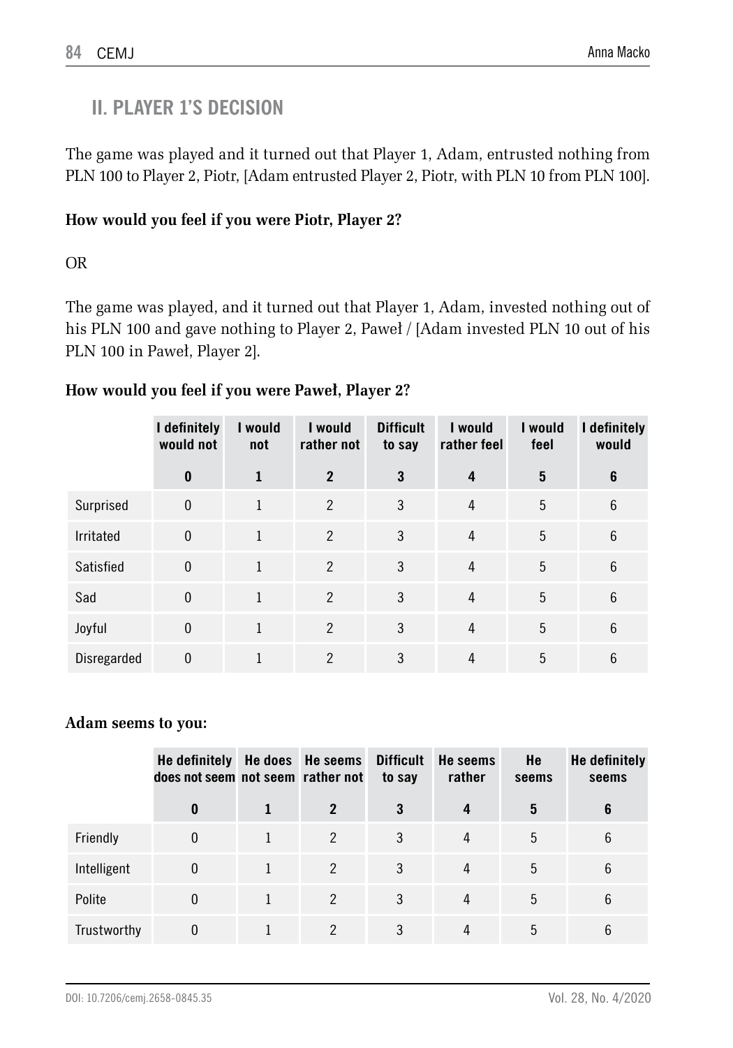## II. PLAYER 1'S DECISION

The game was played and it turned out that Player 1, Adam, entrusted nothing from PLN 100 to Player 2, Piotr, [Adam entrusted Player 2, Piotr, with PLN 10 from PLN 100].

**How would you feel if you were Piotr, Player 2?**

OR

The game was played, and it turned out that Player 1, Adam, invested nothing out of his PLN 100 and gave nothing to Player 2, Paweł / [Adam invested PLN 10 out of his PLN 100 in Paweł, Player 2].

**How would you feel if you were Paweł, Player 2?**

| | I definitely would not | I would not | I would rather not | Difficult to say | I would rather feel | I would feel | I definitely would |
|---|---|---|---|---|---|---|---|
| | **0** | **1** | **2** | **3** | **4** | **5** | **6** |
| Surprised | 0 | 1 | 2 | 3 | 4 | 5 | 6 |
| Irritated | 0 | 1 | 2 | 3 | 4 | 5 | 6 |
| Satisfied | 0 | 1 | 2 | 3 | 4 | 5 | 6 |
| Sad | 0 | 1 | 2 | 3 | 4 | 5 | 6 |
| Joyful | 0 | 1 | 2 | 3 | 4 | 5 | 6 |
| Disregarded | 0 | 1 | 2 | 3 | 4 | 5 | 6 |

**Adam seems to you:**

| | He definitely does not seem | He does not seem | He seems rather not | Difficult to say | He seems rather | He seems | He definitely seems |
|---|---|---|---|---|---|---|---|
| | **0** | **1** | **2** | **3** | **4** | **5** | **6** |
| Friendly | 0 | 1 | 2 | 3 | 4 | 5 | 6 |
| Intelligent | 0 | 1 | 2 | 3 | 4 | 5 | 6 |
| Polite | 0 | 1 | 2 | 3 | 4 | 5 | 6 |
| Trustworthy | 0 | 1 | 2 | 3 | 4 | 5 | 6 |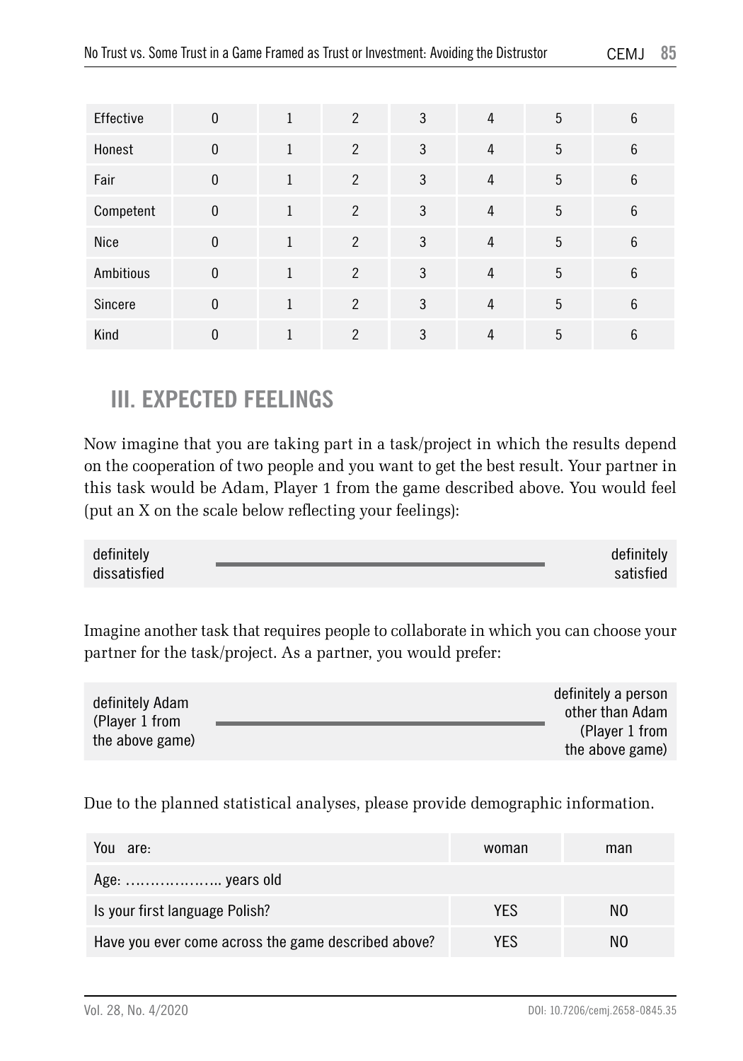| | | | | | | | |
|---|---|---|---|---|---|---|---|
| Effective | 0 | 1 | 2 | 3 | 4 | 5 | 6 |
| Honest | 0 | 1 | 2 | 3 | 4 | 5 | 6 |
| Fair | 0 | 1 | 2 | 3 | 4 | 5 | 6 |
| Competent | 0 | 1 | 2 | 3 | 4 | 5 | 6 |
| Nice | 0 | 1 | 2 | 3 | 4 | 5 | 6 |
| Ambitious | 0 | 1 | 2 | 3 | 4 | 5 | 6 |
| Sincere | 0 | 1 | 2 | 3 | 4 | 5 | 6 |
| Kind | 0 | 1 | 2 | 3 | 4 | 5 | 6 |

## III. EXPECTED FEELINGS

Now imagine that you are taking part in a task/project in which the results depend on the cooperation of two people and you want to get the best result. Your partner in this task would be Adam, Player 1 from the game described above. You would feel (put an X on the scale below reflecting your feelings):

| | | |
|---|---|---|
| definitely dissatisfied | ________________________________ | definitely satisfied |

Imagine another task that requires people to collaborate in which you can choose your partner for the task/project. As a partner, you would prefer:

| | | |
|---|---|---|
| definitely Adam (Player 1 from the above game) | ________________________________ | definitely a person other than Adam (Player 1 from the above game) |

Due to the planned statistical analyses, please provide demographic information.

| | | |
|---|---|---|
| You are: | woman | man |
| Age: ……………….. years old | | |
| Is your first language Polish? | YES | NO |
| Have you ever come across the game described above? | YES | NO |